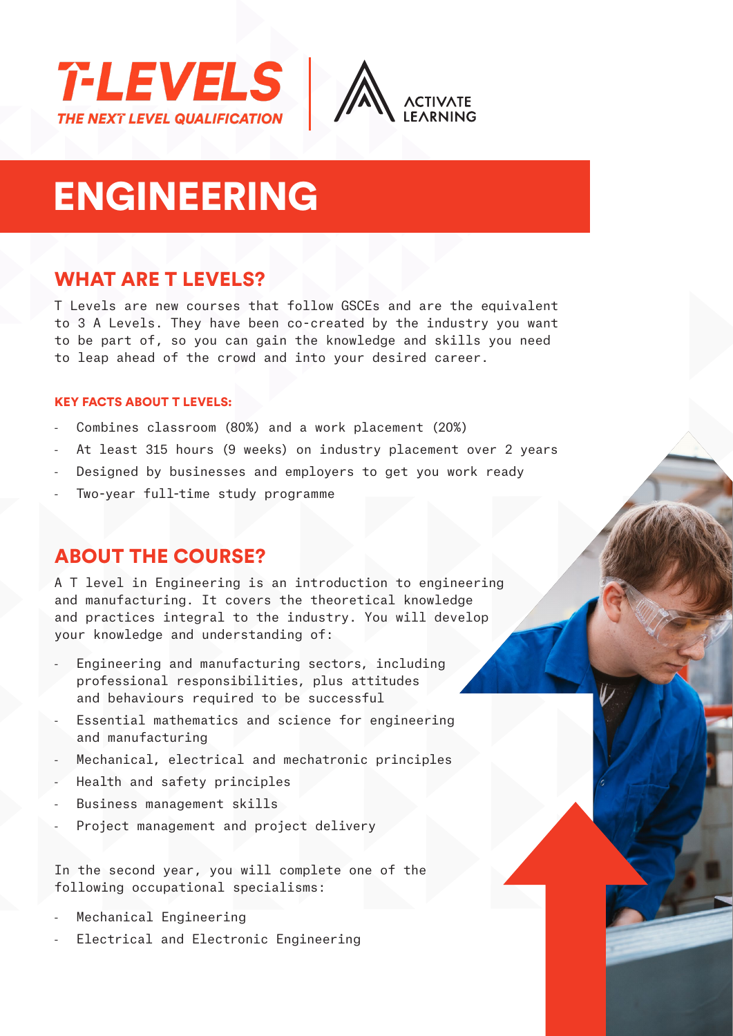T-LEVELS
THE NEXT LEVEL QUALIFICATION

ACTIVATE LEARNING

# ENGINEERING

## WHAT ARE T LEVELS?

T Levels are new courses that follow GSCEs and are the equivalent to 3 A Levels. They have been co-created by the industry you want to be part of, so you can gain the knowledge and skills you need to leap ahead of the crowd and into your desired career.

#### KEY FACTS ABOUT T LEVELS:

- Combines classroom (80%) and a work placement (20%)
- At least 315 hours (9 weeks) on industry placement over 2 years
- Designed by businesses and employers to get you work ready
- Two-year full-time study programme

## ABOUT THE COURSE?

A T level in Engineering is an introduction to engineering and manufacturing. It covers the theoretical knowledge and practices integral to the industry. You will develop your knowledge and understanding of:

- Engineering and manufacturing sectors, including professional responsibilities, plus attitudes and behaviours required to be successful
- Essential mathematics and science for engineering and manufacturing
- Mechanical, electrical and mechatronic principles
- Health and safety principles
- Business management skills
- Project management and project delivery

In the second year, you will complete one of the following occupational specialisms:

- Mechanical Engineering
- Electrical and Electronic Engineering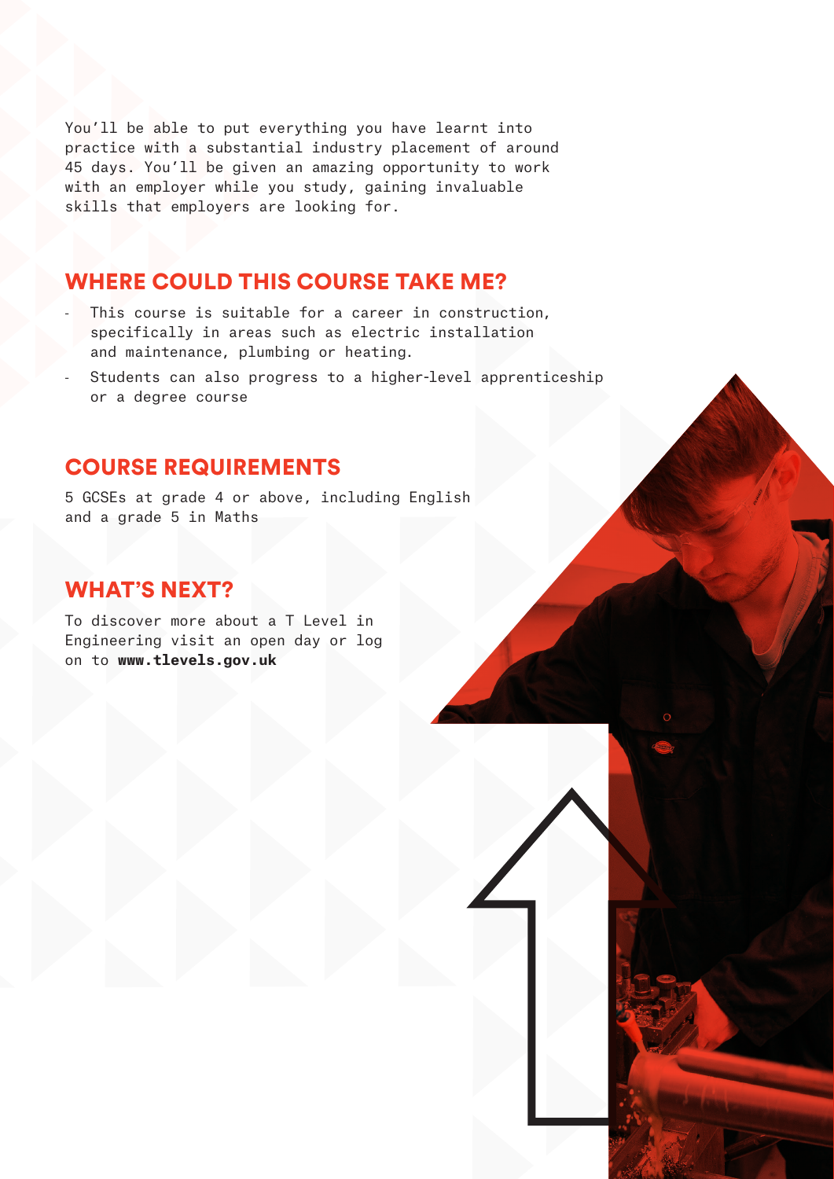You'll be able to put everything you have learnt into practice with a substantial industry placement of around 45 days. You'll be given an amazing opportunity to work with an employer while you study, gaining invaluable skills that employers are looking for.

## WHERE COULD THIS COURSE TAKE ME?

- This course is suitable for a career in construction, specifically in areas such as electric installation and maintenance, plumbing or heating.
- Students can also progress to a higher-level apprenticeship or a degree course

## COURSE REQUIREMENTS

5 GCSEs at grade 4 or above, including English and a grade 5 in Maths

## WHAT'S NEXT?

To discover more about a T Level in Engineering visit an open day or log on to **www.tlevels.gov.uk**